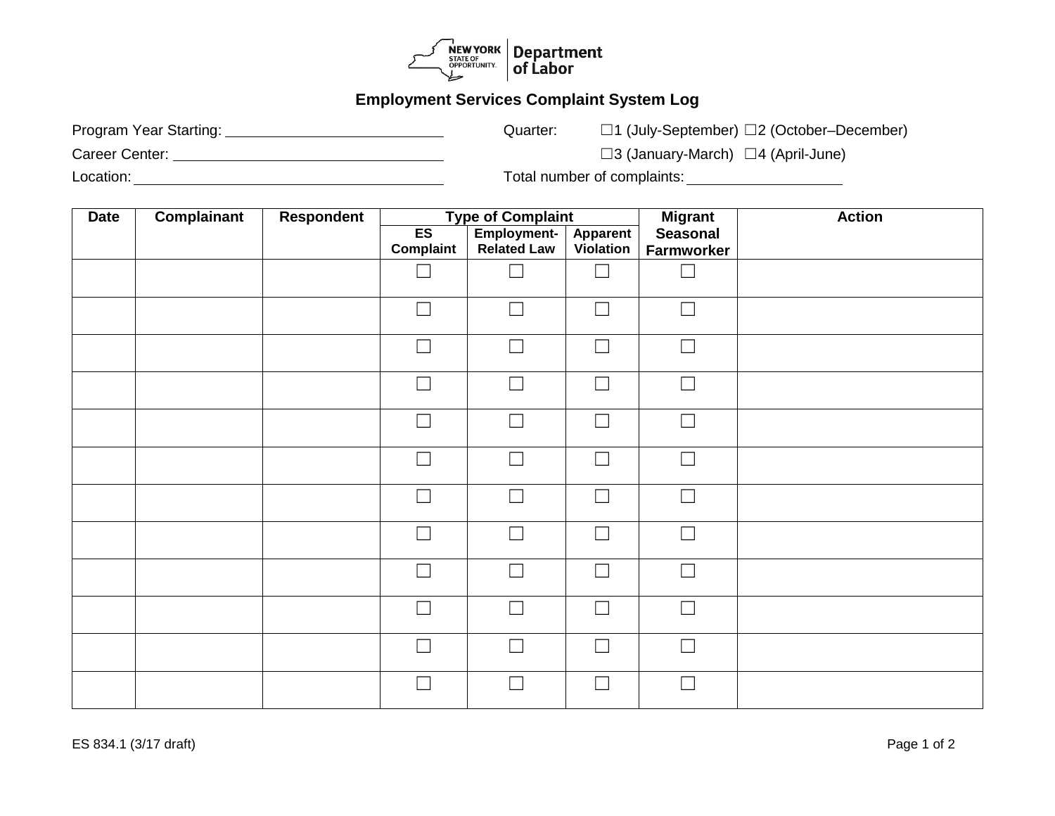New York State of Opportunity. Department of Labor

# Employment Services Complaint System Log

Program Year Starting: ______________________

Career Center: ______________________

Location: ______________________

Quarter: ☐1 (July-September) ☐2 (October–December) ☐3 (January-March) ☐4 (April-June)

Total number of complaints: ______________

| Date | Complainant | Respondent | Type of Complaint | | | Migrant Seasonal Farmworker | Action |
|---|---|---|---|---|---|---|---|
| | | | ES Complaint | Employment-Related Law | Apparent Violation | | |
| | | | ☐ | ☐ | ☐ | ☐ | |
| | | | ☐ | ☐ | ☐ | ☐ | |
| | | | ☐ | ☐ | ☐ | ☐ | |
| | | | ☐ | ☐ | ☐ | ☐ | |
| | | | ☐ | ☐ | ☐ | ☐ | |
| | | | ☐ | ☐ | ☐ | ☐ | |
| | | | ☐ | ☐ | ☐ | ☐ | |
| | | | ☐ | ☐ | ☐ | ☐ | |
| | | | ☐ | ☐ | ☐ | ☐ | |
| | | | ☐ | ☐ | ☐ | ☐ | |
| | | | ☐ | ☐ | ☐ | ☐ | |
| | | | ☐ | ☐ | ☐ | ☐ | |

ES 834.1 (3/17 draft)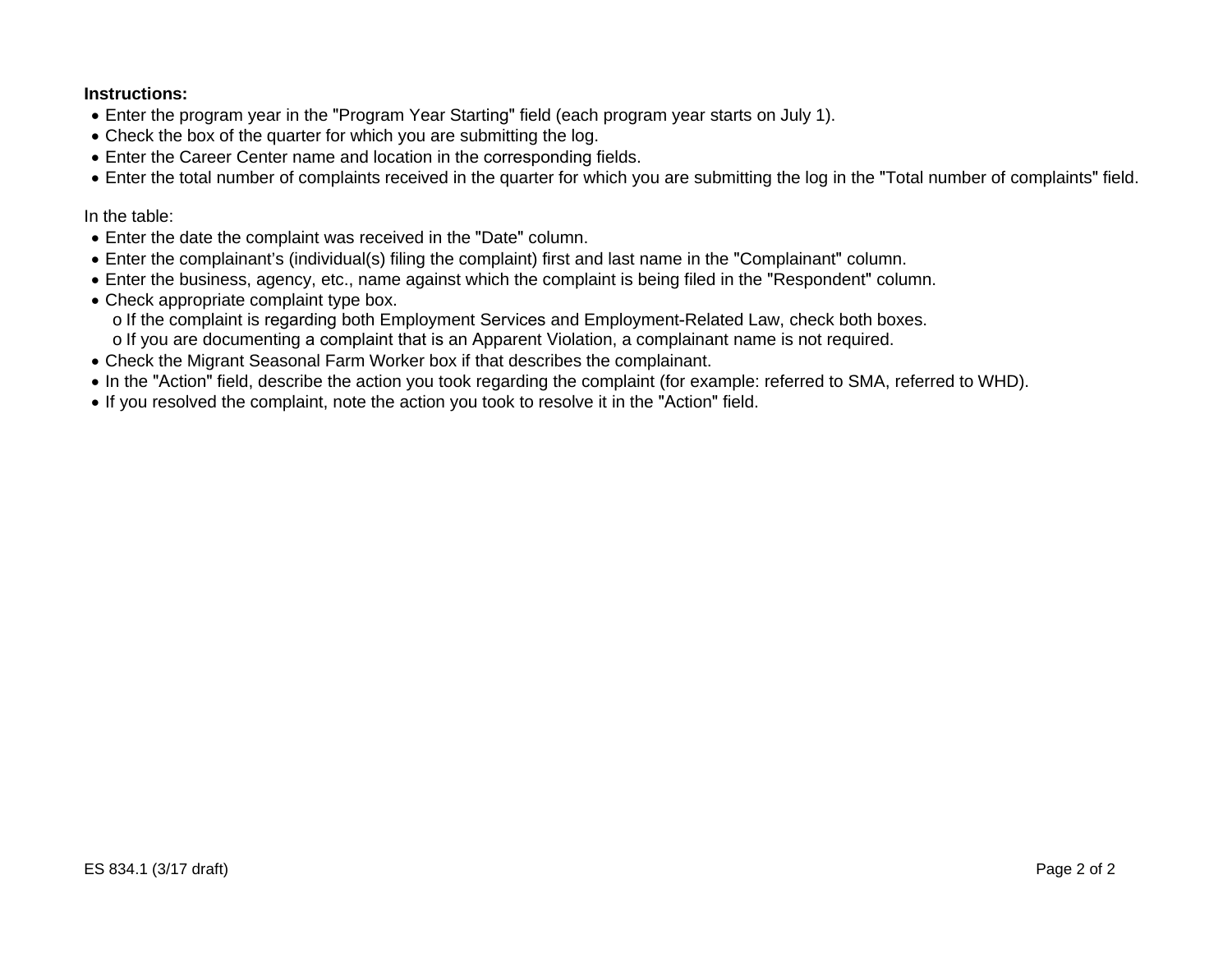**Instructions:**

- Enter the program year in the "Program Year Starting" field (each program year starts on July 1).
- Check the box of the quarter for which you are submitting the log.
- Enter the Career Center name and location in the corresponding fields.
- Enter the total number of complaints received in the quarter for which you are submitting the log in the "Total number of complaints" field.

In the table:

- Enter the date the complaint was received in the "Date" column.
- Enter the complainant's (individual(s) filing the complaint) first and last name in the "Complainant" column.
- Enter the business, agency, etc., name against which the complaint is being filed in the "Respondent" column.
- Check appropriate complaint type box.
  - If the complaint is regarding both Employment Services and Employment-Related Law, check both boxes.
  - If you are documenting a complaint that is an Apparent Violation, a complainant name is not required.
- Check the Migrant Seasonal Farm Worker box if that describes the complainant.
- In the "Action" field, describe the action you took regarding the complaint (for example: referred to SMA, referred to WHD).
- If you resolved the complaint, note the action you took to resolve it in the "Action" field.

ES 834.1 (3/17 draft)